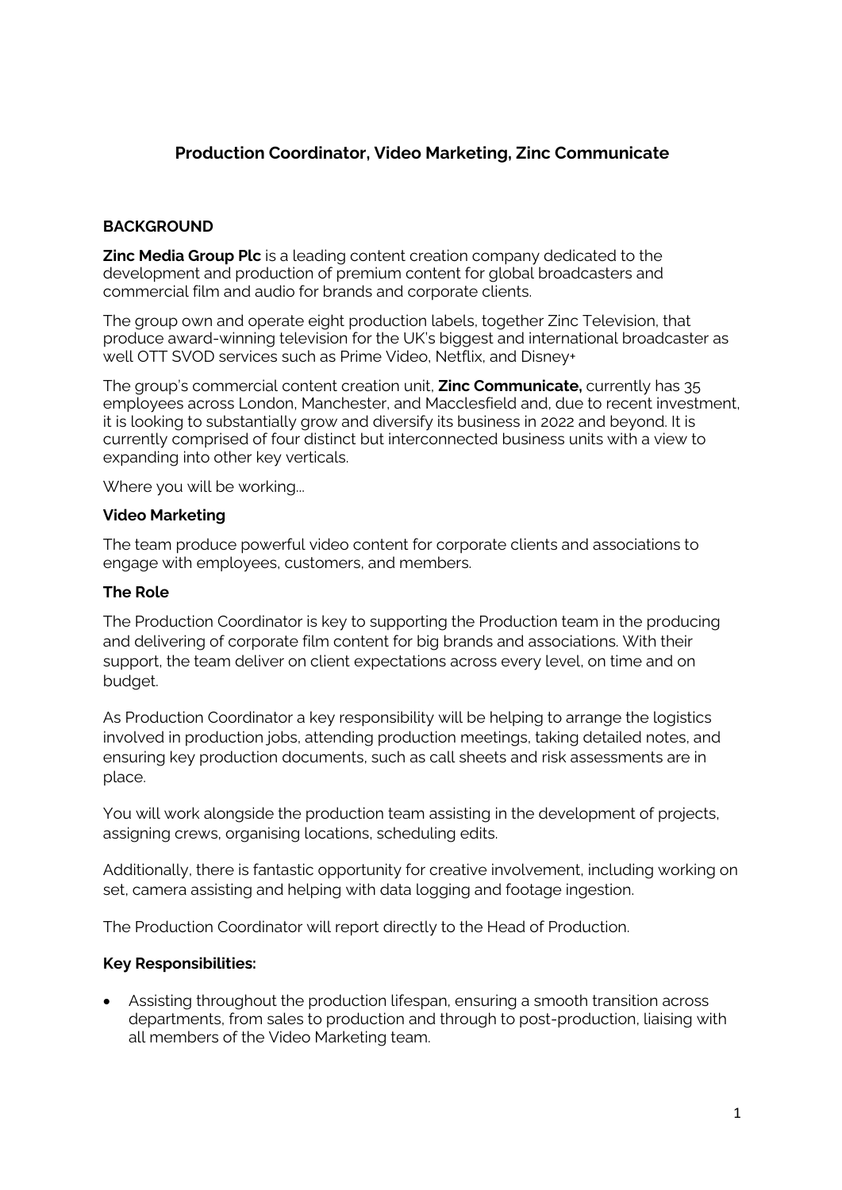# Production Coordinator, Video Marketing, Zinc Communicate

## BACKGROUND

**Zinc Media Group Plc** is a leading content creation company dedicated to the development and production of premium content for global broadcasters and commercial film and audio for brands and corporate clients.

The group own and operate eight production labels, together Zinc Television, that produce award-winning television for the UK's biggest and international broadcaster as well OTT SVOD services such as Prime Video, Netflix, and Disney+

The group's commercial content creation unit, **Zinc Communicate,** currently has 35 employees across London, Manchester, and Macclesfield and, due to recent investment, it is looking to substantially grow and diversify its business in 2022 and beyond. It is currently comprised of four distinct but interconnected business units with a view to expanding into other key verticals.

Where you will be working...

### Video Marketing

The team produce powerful video content for corporate clients and associations to engage with employees, customers, and members.

### The Role

The Production Coordinator is key to supporting the Production team in the producing and delivering of corporate film content for big brands and associations. With their support, the team deliver on client expectations across every level, on time and on budget.

As Production Coordinator a key responsibility will be helping to arrange the logistics involved in production jobs, attending production meetings, taking detailed notes, and ensuring key production documents, such as call sheets and risk assessments are in place.

You will work alongside the production team assisting in the development of projects, assigning crews, organising locations, scheduling edits.

Additionally, there is fantastic opportunity for creative involvement, including working on set, camera assisting and helping with data logging and footage ingestion.

The Production Coordinator will report directly to the Head of Production.

### Key Responsibilities:

- Assisting throughout the production lifespan, ensuring a smooth transition across departments, from sales to production and through to post-production, liaising with all members of the Video Marketing team.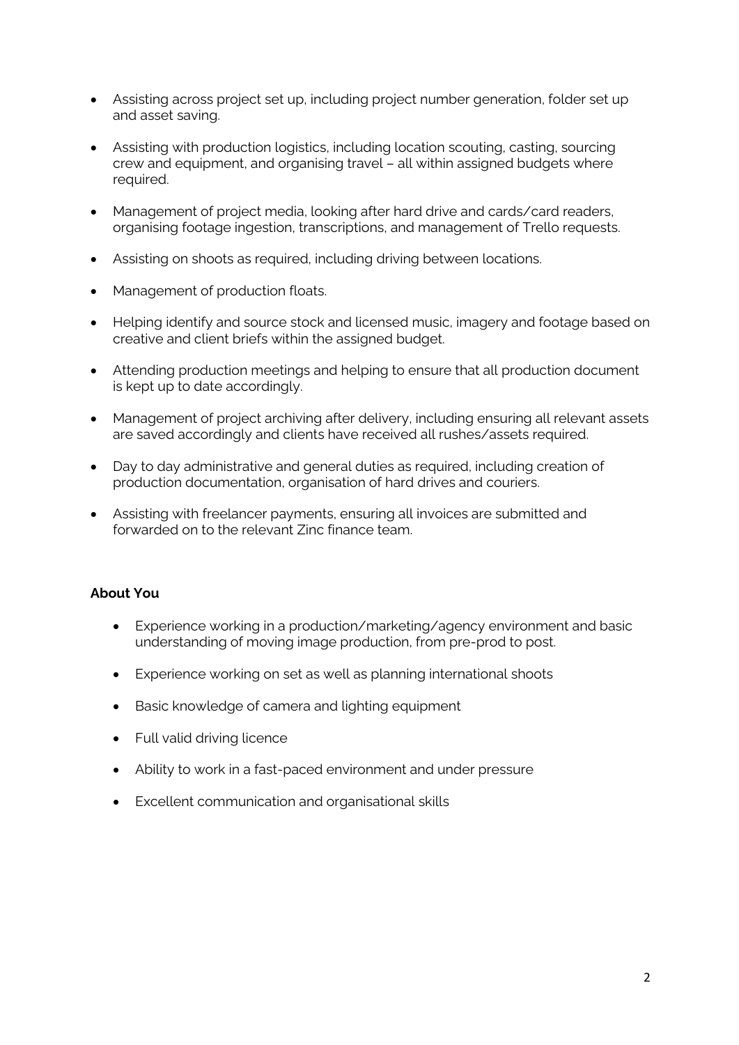- Assisting across project set up, including project number generation, folder set up and asset saving.
- Assisting with production logistics, including location scouting, casting, sourcing crew and equipment, and organising travel – all within assigned budgets where required.
- Management of project media, looking after hard drive and cards/card readers, organising footage ingestion, transcriptions, and management of Trello requests.
- Assisting on shoots as required, including driving between locations.
- Management of production floats.
- Helping identify and source stock and licensed music, imagery and footage based on creative and client briefs within the assigned budget.
- Attending production meetings and helping to ensure that all production document is kept up to date accordingly.
- Management of project archiving after delivery, including ensuring all relevant assets are saved accordingly and clients have received all rushes/assets required.
- Day to day administrative and general duties as required, including creation of production documentation, organisation of hard drives and couriers.
- Assisting with freelancer payments, ensuring all invoices are submitted and forwarded on to the relevant Zinc finance team.

**About You**

- Experience working in a production/marketing/agency environment and basic understanding of moving image production, from pre-prod to post.
- Experience working on set as well as planning international shoots
- Basic knowledge of camera and lighting equipment
- Full valid driving licence
- Ability to work in a fast-paced environment and under pressure
- Excellent communication and organisational skills